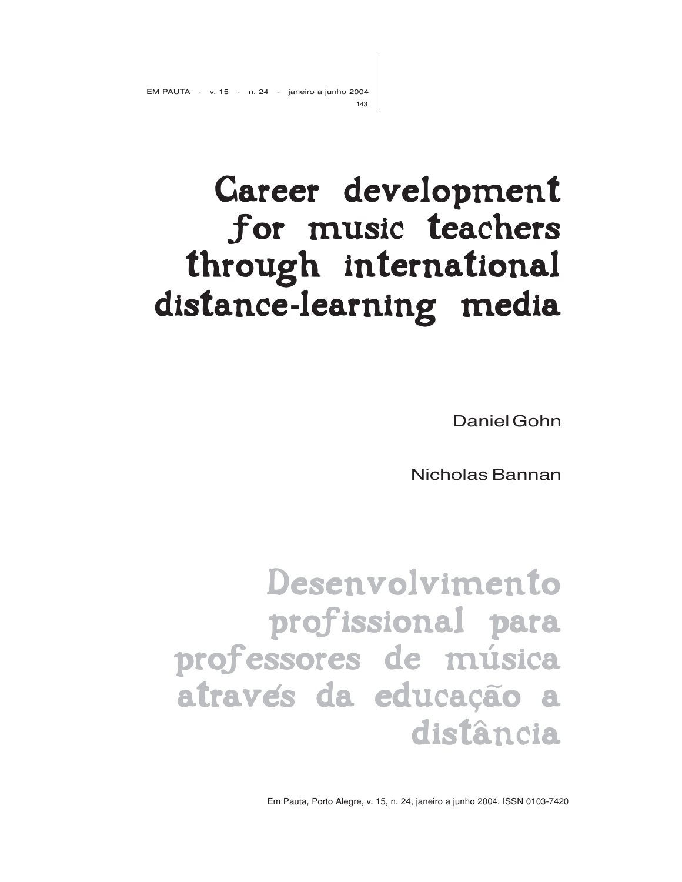# Career development for music teachers through international distance-learning media

Daniel Gohn

Nicholas Bannan

# Desenvolvimento profissional para professores de música através da educação a distância

Em Pauta, Porto Alegre, v. 15, n. 24, janeiro a junho 2004. ISSN 0103-7420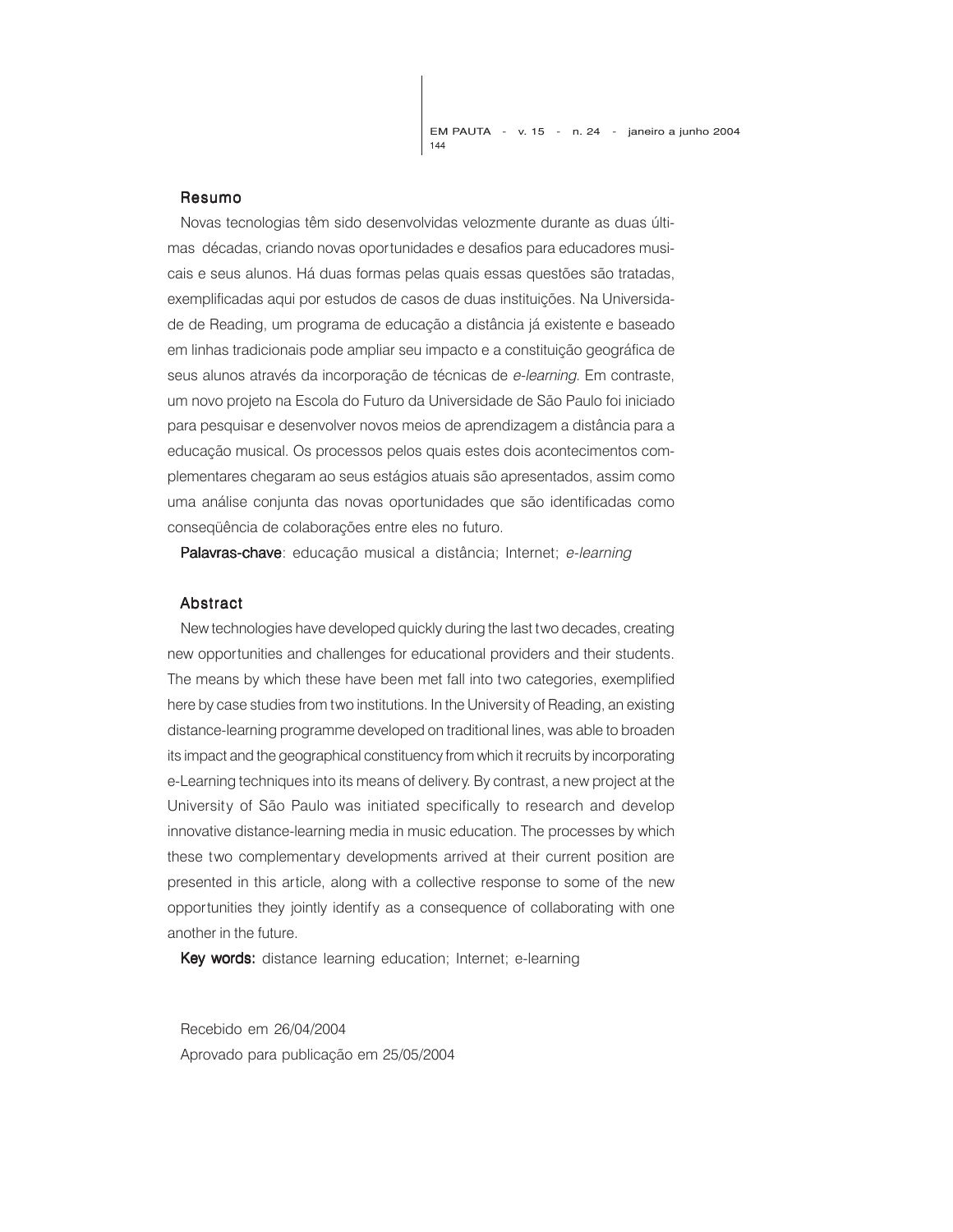## Resumo

Novas tecnologias têm sido desenvolvidas velozmente durante as duas últimas décadas, criando novas oportunidades e desafios para educadores musicais e seus alunos. Há duas formas pelas quais essas questões são tratadas, exemplificadas aqui por estudos de casos de duas instituições. Na Universidade de Reading, um programa de educação a distância já existente e baseado em linhas tradicionais pode ampliar seu impacto e a constituição geográfica de seus alunos através da incorporação de técnicas de *e-learning*. Em contraste, um novo projeto na Escola do Futuro da Universidade de São Paulo foi iniciado para pesquisar e desenvolver novos meios de aprendizagem a distância para a educação musical. Os processos pelos quais estes dois acontecimentos complementares chegaram ao seus estágios atuais são apresentados, assim como uma análise conjunta das novas oportunidades que são identificadas como conseqüência de colaborações entre eles no futuro.

**Palavras-chave**: educação musical a distância; Internet; *e-learning*

## Abstract

New technologies have developed quickly during the last two decades, creating new opportunities and challenges for educational providers and their students. The means by which these have been met fall into two categories, exemplified here by case studies from two institutions. In the University of Reading, an existing distance-learning programme developed on traditional lines, was able to broaden its impact and the geographical constituency from which it recruits by incorporating e-Learning techniques into its means of delivery. By contrast, a new project at the University of São Paulo was initiated specifically to research and develop innovative distance-learning media in music education. The processes by which these two complementary developments arrived at their current position are presented in this article, along with a collective response to some of the new opportunities they jointly identify as a consequence of collaborating with one another in the future.

**Key words:** distance learning education; Internet; e-learning

Recebido em 26/04/2004

Aprovado para publicação em 25/05/2004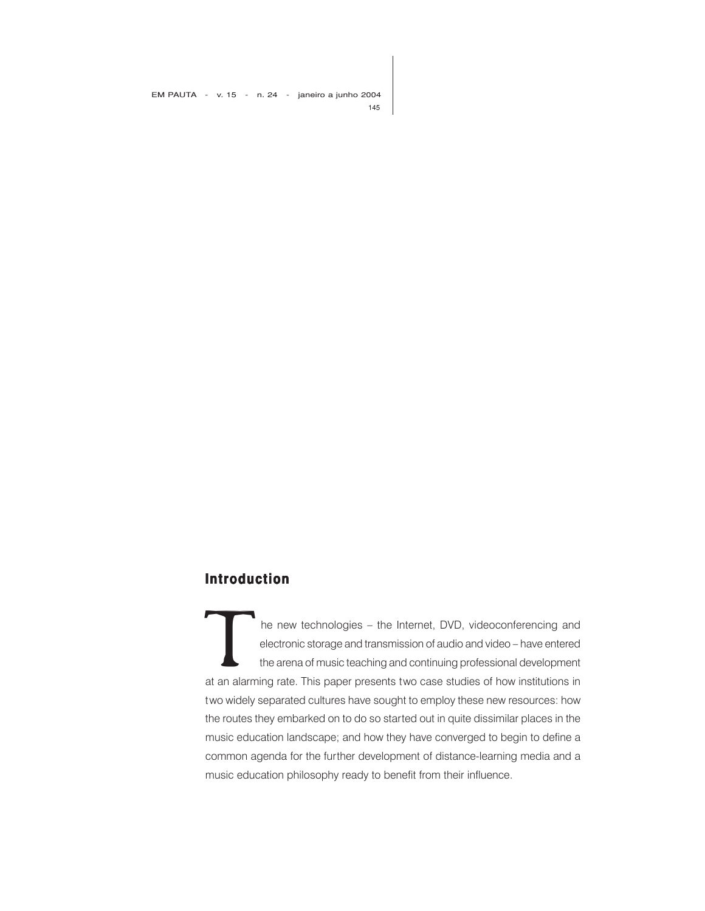## Introduction

The new technologies – the Internet, DVD, videoconferencing and electronic storage and transmission of audio and video – have entered the arena of music teaching and continuing professional development at an alarming rate. This paper presents two case studies of how institutions in two widely separated cultures have sought to employ these new resources: how the routes they embarked on to do so started out in quite dissimilar places in the music education landscape; and how they have converged to begin to define a common agenda for the further development of distance-learning media and a music education philosophy ready to benefit from their influence.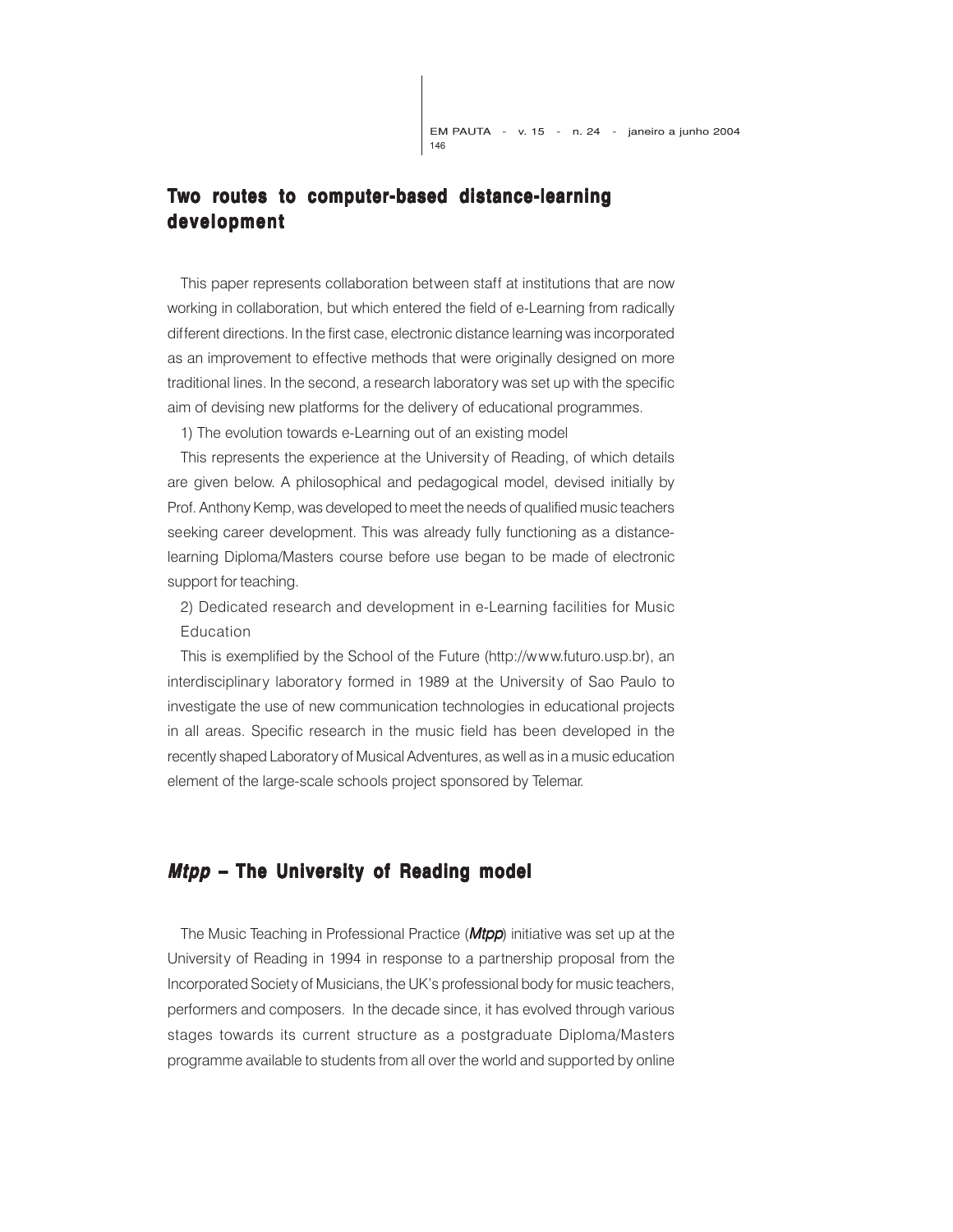## Two routes to computer-based distance-learning development

This paper represents collaboration between staff at institutions that are now working in collaboration, but which entered the field of e-Learning from radically different directions. In the first case, electronic distance learning was incorporated as an improvement to effective methods that were originally designed on more traditional lines. In the second, a research laboratory was set up with the specific aim of devising new platforms for the delivery of educational programmes.

1) The evolution towards e-Learning out of an existing model

This represents the experience at the University of Reading, of which details are given below. A philosophical and pedagogical model, devised initially by Prof. Anthony Kemp, was developed to meet the needs of qualified music teachers seeking career development. This was already fully functioning as a distance-learning Diploma/Masters course before use began to be made of electronic support for teaching.

2) Dedicated research and development in e-Learning facilities for Music Education

This is exemplified by the School of the Future (http://www.futuro.usp.br), an interdisciplinary laboratory formed in 1989 at the University of Sao Paulo to investigate the use of new communication technologies in educational projects in all areas. Specific research in the music field has been developed in the recently shaped Laboratory of Musical Adventures, as well as in a music education element of the large-scale schools project sponsored by Telemar.

## *Mtpp* – The University of Reading model

The Music Teaching in Professional Practice (***Mtpp***) initiative was set up at the University of Reading in 1994 in response to a partnership proposal from the Incorporated Society of Musicians, the UK's professional body for music teachers, performers and composers. In the decade since, it has evolved through various stages towards its current structure as a postgraduate Diploma/Masters programme available to students from all over the world and supported by online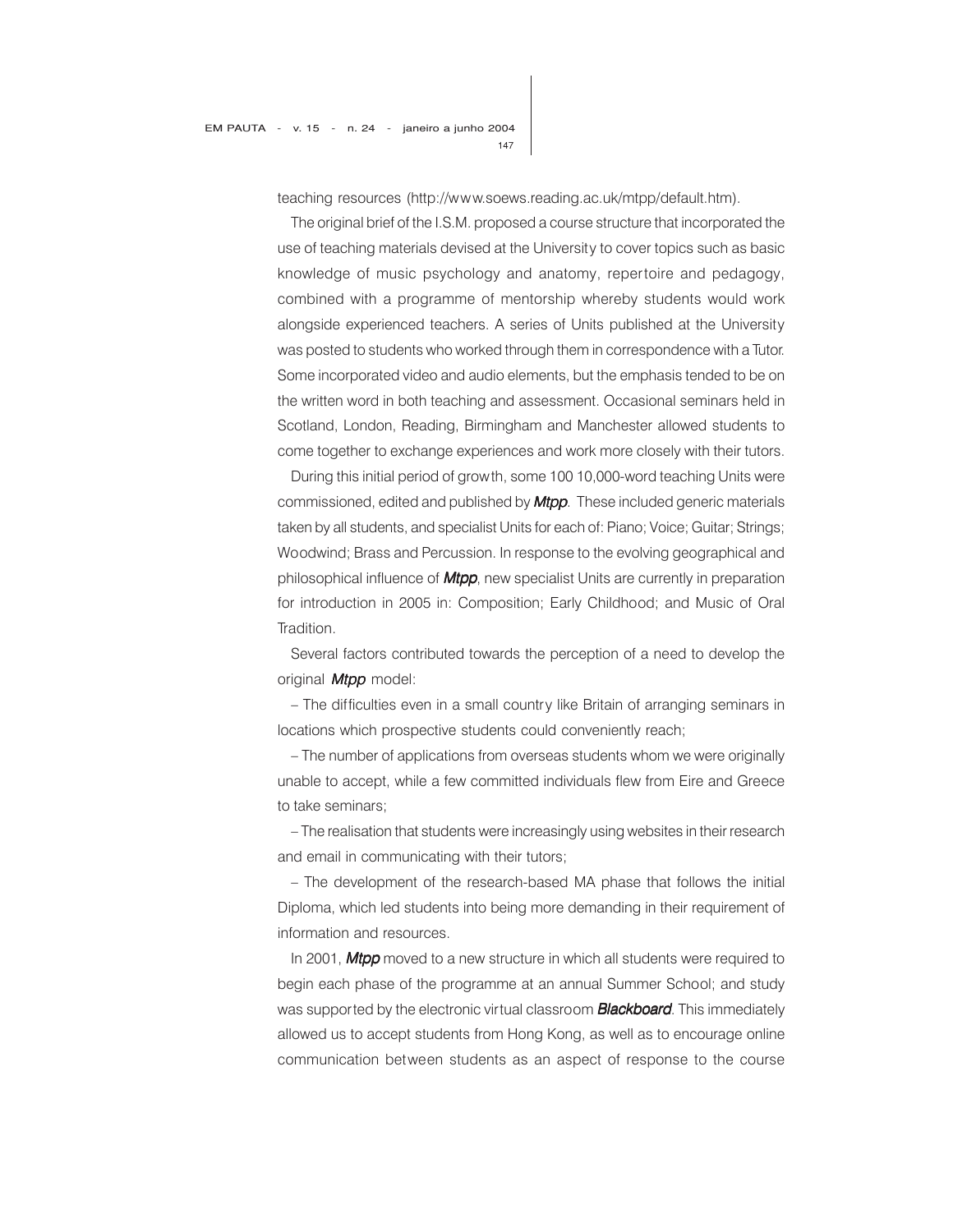teaching resources (http://www.soews.reading.ac.uk/mtpp/default.htm).

The original brief of the I.S.M. proposed a course structure that incorporated the use of teaching materials devised at the University to cover topics such as basic knowledge of music psychology and anatomy, repertoire and pedagogy, combined with a programme of mentorship whereby students would work alongside experienced teachers. A series of Units published at the University was posted to students who worked through them in correspondence with a Tutor. Some incorporated video and audio elements, but the emphasis tended to be on the written word in both teaching and assessment. Occasional seminars held in Scotland, London, Reading, Birmingham and Manchester allowed students to come together to exchange experiences and work more closely with their tutors.

During this initial period of growth, some 100 10,000-word teaching Units were commissioned, edited and published by ***Mtpp***. These included generic materials taken by all students, and specialist Units for each of: Piano; Voice; Guitar; Strings; Woodwind; Brass and Percussion. In response to the evolving geographical and philosophical influence of ***Mtpp***, new specialist Units are currently in preparation for introduction in 2005 in: Composition; Early Childhood; and Music of Oral Tradition.

Several factors contributed towards the perception of a need to develop the original ***Mtpp*** model:

– The difficulties even in a small country like Britain of arranging seminars in locations which prospective students could conveniently reach;

– The number of applications from overseas students whom we were originally unable to accept, while a few committed individuals flew from Eire and Greece to take seminars;

– The realisation that students were increasingly using websites in their research and email in communicating with their tutors;

– The development of the research-based MA phase that follows the initial Diploma, which led students into being more demanding in their requirement of information and resources.

In 2001, ***Mtpp*** moved to a new structure in which all students were required to begin each phase of the programme at an annual Summer School; and study was supported by the electronic virtual classroom ***Blackboard***. This immediately allowed us to accept students from Hong Kong, as well as to encourage online communication between students as an aspect of response to the course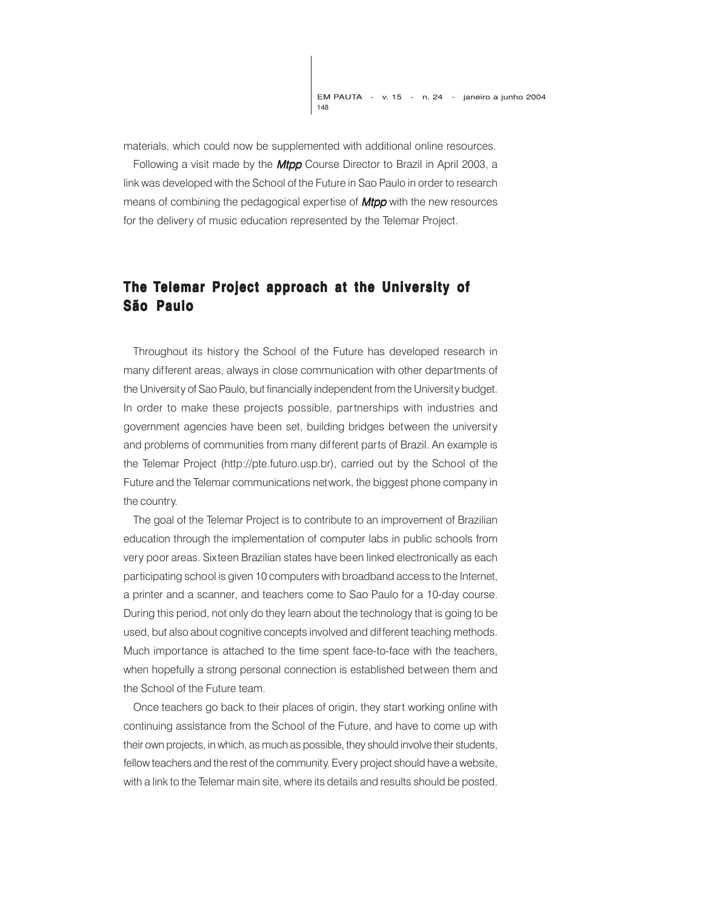materials, which could now be supplemented with additional online resources.

Following a visit made by the ***Mtpp*** Course Director to Brazil in April 2003, a link was developed with the School of the Future in Sao Paulo in order to research means of combining the pedagogical expertise of ***Mtpp*** with the new resources for the delivery of music education represented by the Telemar Project.

## The Telemar Project approach at the University of São Paulo

Throughout its history the School of the Future has developed research in many different areas, always in close communication with other departments of the University of Sao Paulo, but financially independent from the University budget. In order to make these projects possible, partnerships with industries and government agencies have been set, building bridges between the university and problems of communities from many different parts of Brazil. An example is the Telemar Project (http://pte.futuro.usp.br), carried out by the School of the Future and the Telemar communications network, the biggest phone company in the country.

The goal of the Telemar Project is to contribute to an improvement of Brazilian education through the implementation of computer labs in public schools from very poor areas. Sixteen Brazilian states have been linked electronically as each participating school is given 10 computers with broadband access to the Internet, a printer and a scanner, and teachers come to Sao Paulo for a 10-day course. During this period, not only do they learn about the technology that is going to be used, but also about cognitive concepts involved and different teaching methods. Much importance is attached to the time spent face-to-face with the teachers, when hopefully a strong personal connection is established between them and the School of the Future team.

Once teachers go back to their places of origin, they start working online with continuing assistance from the School of the Future, and have to come up with their own projects, in which, as much as possible, they should involve their students, fellow teachers and the rest of the community. Every project should have a website, with a link to the Telemar main site, where its details and results should be posted.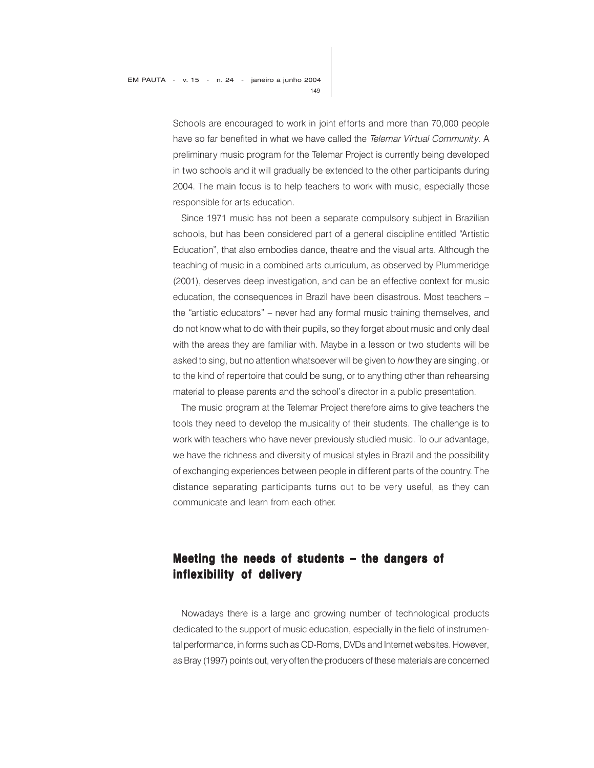Schools are encouraged to work in joint efforts and more than 70,000 people have so far benefited in what we have called the *Telemar Virtual Community*. A preliminary music program for the Telemar Project is currently being developed in two schools and it will gradually be extended to the other participants during 2004. The main focus is to help teachers to work with music, especially those responsible for arts education.

Since 1971 music has not been a separate compulsory subject in Brazilian schools, but has been considered part of a general discipline entitled "Artistic Education", that also embodies dance, theatre and the visual arts. Although the teaching of music in a combined arts curriculum, as observed by Plummeridge (2001), deserves deep investigation, and can be an effective context for music education, the consequences in Brazil have been disastrous. Most teachers – the "artistic educators" – never had any formal music training themselves, and do not know what to do with their pupils, so they forget about music and only deal with the areas they are familiar with. Maybe in a lesson or two students will be asked to sing, but no attention whatsoever will be given to *how* they are singing, or to the kind of repertoire that could be sung, or to anything other than rehearsing material to please parents and the school's director in a public presentation.

The music program at the Telemar Project therefore aims to give teachers the tools they need to develop the musicality of their students. The challenge is to work with teachers who have never previously studied music. To our advantage, we have the richness and diversity of musical styles in Brazil and the possibility of exchanging experiences between people in different parts of the country. The distance separating participants turns out to be very useful, as they can communicate and learn from each other.

## Meeting the needs of students – the dangers of inflexibility of delivery

Nowadays there is a large and growing number of technological products dedicated to the support of music education, especially in the field of instrumental performance, in forms such as CD-Roms, DVDs and Internet websites. However, as Bray (1997) points out, very often the producers of these materials are concerned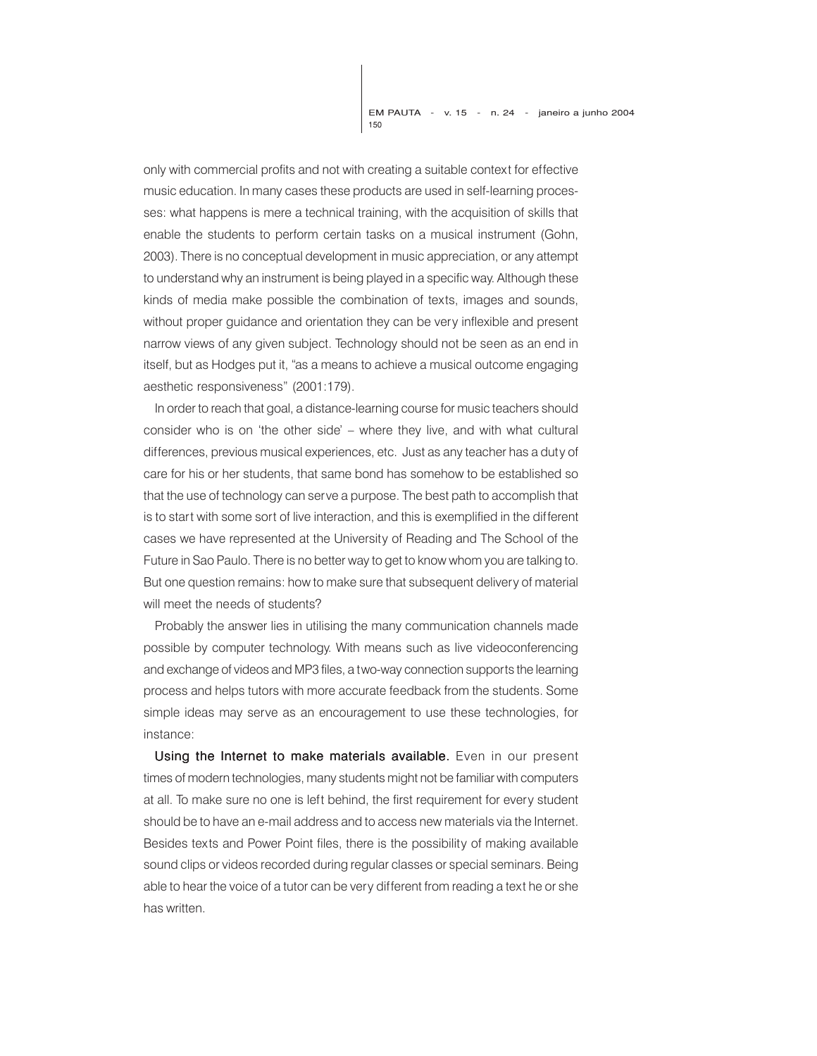only with commercial profits and not with creating a suitable context for effective music education. In many cases these products are used in self-learning processes: what happens is mere a technical training, with the acquisition of skills that enable the students to perform certain tasks on a musical instrument (Gohn, 2003). There is no conceptual development in music appreciation, or any attempt to understand why an instrument is being played in a specific way. Although these kinds of media make possible the combination of texts, images and sounds, without proper guidance and orientation they can be very inflexible and present narrow views of any given subject. Technology should not be seen as an end in itself, but as Hodges put it, "as a means to achieve a musical outcome engaging aesthetic responsiveness" (2001:179).

In order to reach that goal, a distance-learning course for music teachers should consider who is on 'the other side' – where they live, and with what cultural differences, previous musical experiences, etc. Just as any teacher has a duty of care for his or her students, that same bond has somehow to be established so that the use of technology can serve a purpose. The best path to accomplish that is to start with some sort of live interaction, and this is exemplified in the different cases we have represented at the University of Reading and The School of the Future in Sao Paulo. There is no better way to get to know whom you are talking to. But one question remains: how to make sure that subsequent delivery of material will meet the needs of students?

Probably the answer lies in utilising the many communication channels made possible by computer technology. With means such as live videoconferencing and exchange of videos and MP3 files, a two-way connection supports the learning process and helps tutors with more accurate feedback from the students. Some simple ideas may serve as an encouragement to use these technologies, for instance:

**Using the Internet to make materials available.** Even in our present times of modern technologies, many students might not be familiar with computers at all. To make sure no one is left behind, the first requirement for every student should be to have an e-mail address and to access new materials via the Internet. Besides texts and Power Point files, there is the possibility of making available sound clips or videos recorded during regular classes or special seminars. Being able to hear the voice of a tutor can be very different from reading a text he or she has written.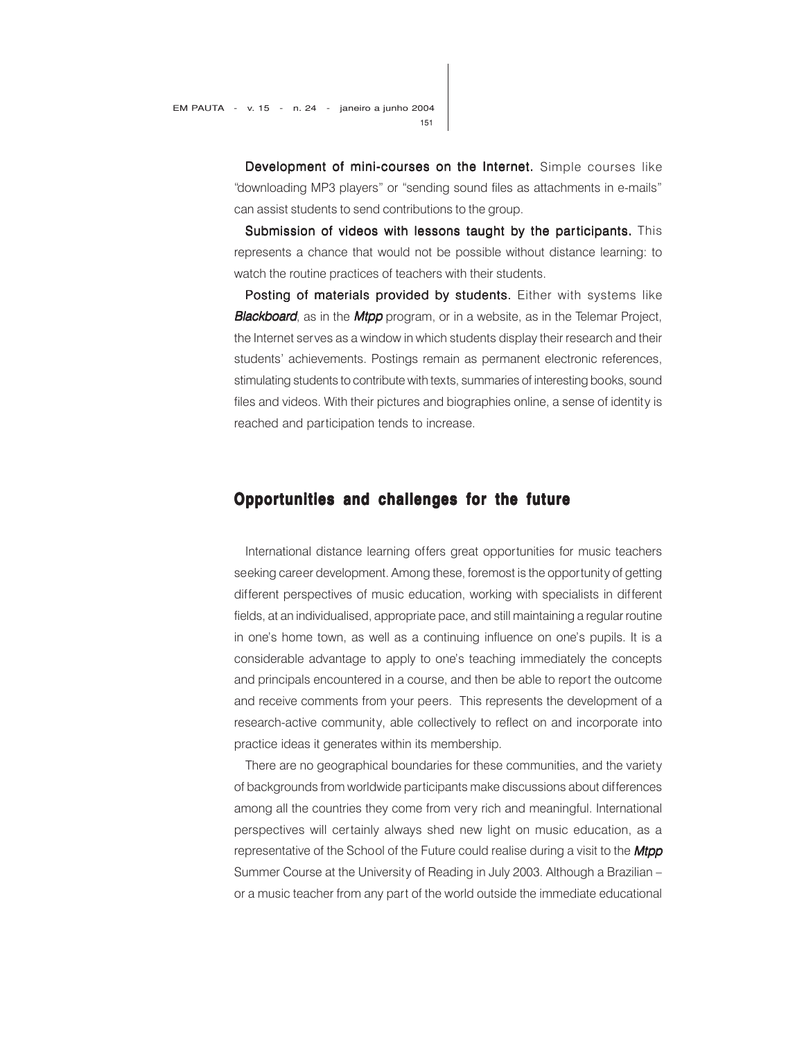**Development of mini-courses on the Internet.** Simple courses like "downloading MP3 players" or "sending sound files as attachments in e-mails" can assist students to send contributions to the group.

**Submission of videos with lessons taught by the participants.** This represents a chance that would not be possible without distance learning: to watch the routine practices of teachers with their students.

**Posting of materials provided by students.** Either with systems like ***Blackboard***, as in the ***Mtpp*** program, or in a website, as in the Telemar Project, the Internet serves as a window in which students display their research and their students' achievements. Postings remain as permanent electronic references, stimulating students to contribute with texts, summaries of interesting books, sound files and videos. With their pictures and biographies online, a sense of identity is reached and participation tends to increase.

## Opportunities and challenges for the future

International distance learning offers great opportunities for music teachers seeking career development. Among these, foremost is the opportunity of getting different perspectives of music education, working with specialists in different fields, at an individualised, appropriate pace, and still maintaining a regular routine in one's home town, as well as a continuing influence on one's pupils. It is a considerable advantage to apply to one's teaching immediately the concepts and principals encountered in a course, and then be able to report the outcome and receive comments from your peers. This represents the development of a research-active community, able collectively to reflect on and incorporate into practice ideas it generates within its membership.

There are no geographical boundaries for these communities, and the variety of backgrounds from worldwide participants make discussions about differences among all the countries they come from very rich and meaningful. International perspectives will certainly always shed new light on music education, as a representative of the School of the Future could realise during a visit to the ***Mtpp*** Summer Course at the University of Reading in July 2003. Although a Brazilian – or a music teacher from any part of the world outside the immediate educational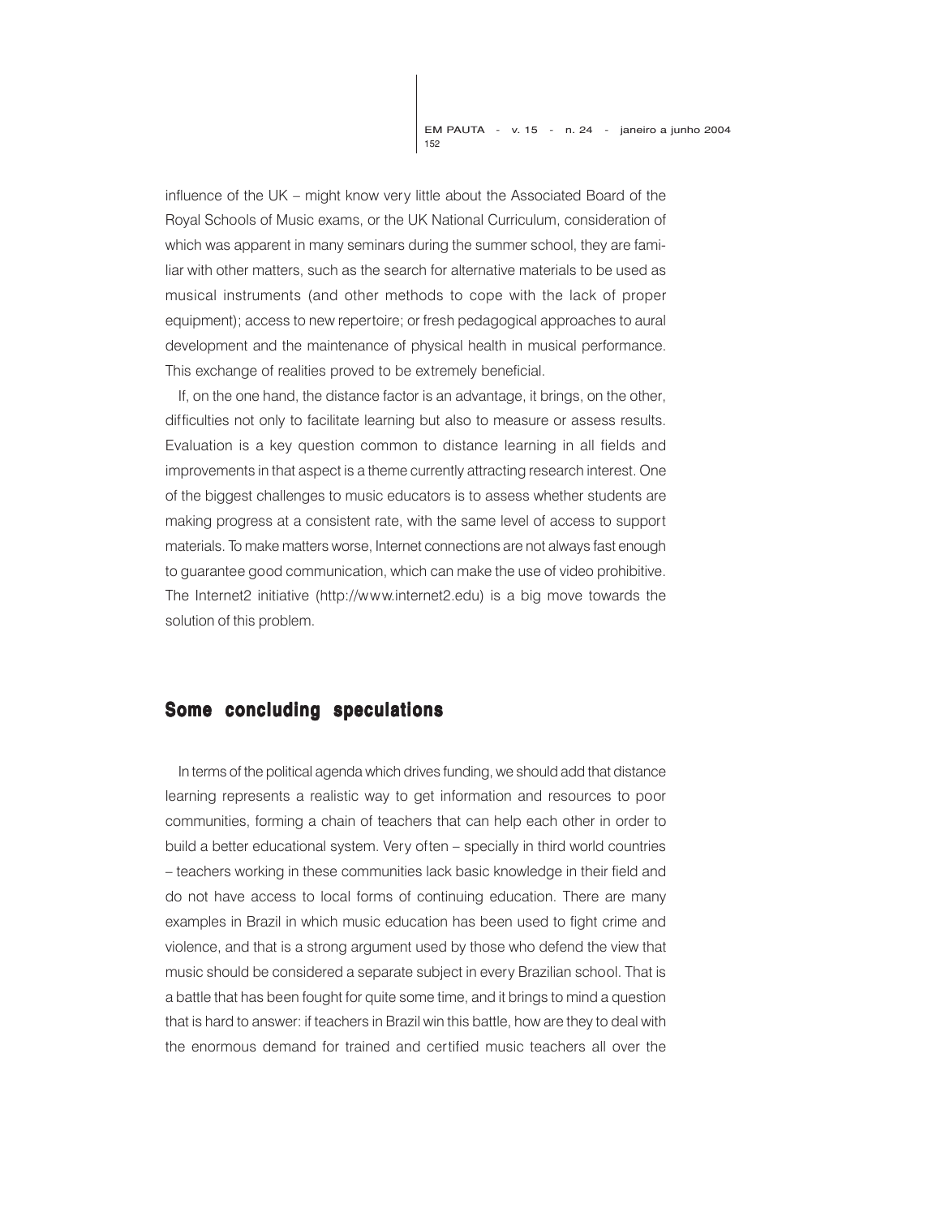influence of the UK – might know very little about the Associated Board of the Royal Schools of Music exams, or the UK National Curriculum, consideration of which was apparent in many seminars during the summer school, they are familiar with other matters, such as the search for alternative materials to be used as musical instruments (and other methods to cope with the lack of proper equipment); access to new repertoire; or fresh pedagogical approaches to aural development and the maintenance of physical health in musical performance. This exchange of realities proved to be extremely beneficial.

If, on the one hand, the distance factor is an advantage, it brings, on the other, difficulties not only to facilitate learning but also to measure or assess results. Evaluation is a key question common to distance learning in all fields and improvements in that aspect is a theme currently attracting research interest. One of the biggest challenges to music educators is to assess whether students are making progress at a consistent rate, with the same level of access to support materials. To make matters worse, Internet connections are not always fast enough to guarantee good communication, which can make the use of video prohibitive. The Internet2 initiative (http://www.internet2.edu) is a big move towards the solution of this problem.

## Some concluding speculations

In terms of the political agenda which drives funding, we should add that distance learning represents a realistic way to get information and resources to poor communities, forming a chain of teachers that can help each other in order to build a better educational system. Very often – specially in third world countries – teachers working in these communities lack basic knowledge in their field and do not have access to local forms of continuing education. There are many examples in Brazil in which music education has been used to fight crime and violence, and that is a strong argument used by those who defend the view that music should be considered a separate subject in every Brazilian school. That is a battle that has been fought for quite some time, and it brings to mind a question that is hard to answer: if teachers in Brazil win this battle, how are they to deal with the enormous demand for trained and certified music teachers all over the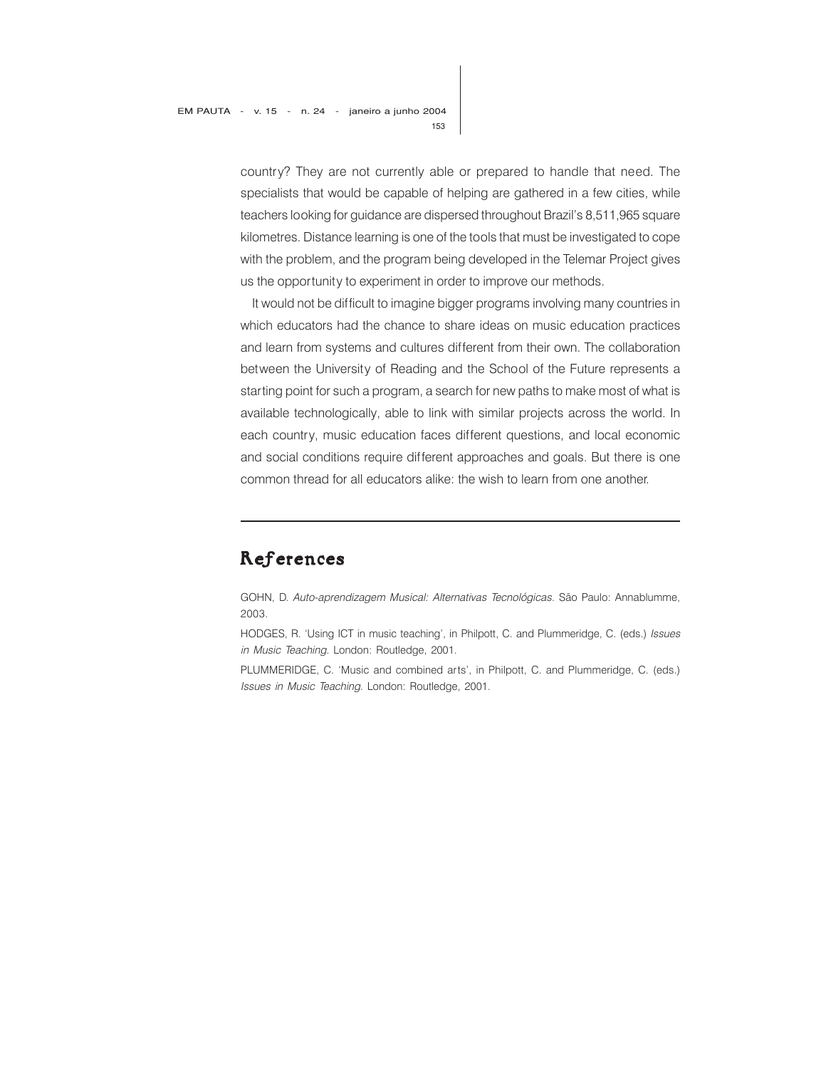country? They are not currently able or prepared to handle that need. The specialists that would be capable of helping are gathered in a few cities, while teachers looking for guidance are dispersed throughout Brazil's 8,511,965 square kilometres. Distance learning is one of the tools that must be investigated to cope with the problem, and the program being developed in the Telemar Project gives us the opportunity to experiment in order to improve our methods.

It would not be difficult to imagine bigger programs involving many countries in which educators had the chance to share ideas on music education practices and learn from systems and cultures different from their own. The collaboration between the University of Reading and the School of the Future represents a starting point for such a program, a search for new paths to make most of what is available technologically, able to link with similar projects across the world. In each country, music education faces different questions, and local economic and social conditions require different approaches and goals. But there is one common thread for all educators alike: the wish to learn from one another.

---

## References

GOHN, D. *Auto-aprendizagem Musical: Alternativas Tecnológicas.* São Paulo: Annablumme, 2003.

HODGES, R. 'Using ICT in music teaching', in Philpott, C. and Plummeridge, C. (eds.) *Issues in Music Teaching.* London: Routledge, 2001.

PLUMMERIDGE, C. 'Music and combined arts', in Philpott, C. and Plummeridge, C. (eds.) *Issues in Music Teaching.* London: Routledge, 2001.